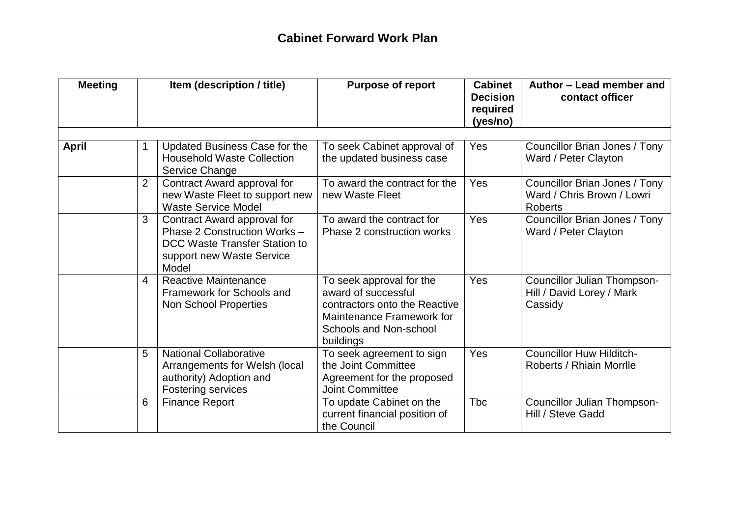# Cabinet Forward Work Plan

| Meeting | | Item (description / title) | Purpose of report | Cabinet Decision required (yes/no) | Author – Lead member and contact officer |
|---|---|---|---|---|---|
| | | | | | |
| **April** | 1 | Updated Business Case for the Household Waste Collection Service Change | To seek Cabinet approval of the updated business case | Yes | Councillor Brian Jones / Tony Ward / Peter Clayton |
| | 2 | Contract Award approval for new Waste Fleet to support new Waste Service Model | To award the contract for the new Waste Fleet | Yes | Councillor Brian Jones / Tony Ward / Chris Brown / Lowri Roberts |
| | 3 | Contract Award approval for Phase 2 Construction Works – DCC Waste Transfer Station to support new Waste Service Model | To award the contract for Phase 2 construction works | Yes | Councillor Brian Jones / Tony Ward / Peter Clayton |
| | 4 | Reactive Maintenance Framework for Schools and Non School Properties | To seek approval for the award of successful contractors onto the Reactive Maintenance Framework for Schools and Non-school buildings | Yes | Councillor Julian Thompson-Hill / David Lorey / Mark Cassidy |
| | 5 | National Collaborative Arrangements for Welsh (local authority) Adoption and Fostering services | To seek agreement to sign the Joint Committee Agreement for the proposed Joint Committee | Yes | Councillor Huw Hilditch-Roberts / Rhiain Morrlle |
| | 6 | Finance Report | To update Cabinet on the current financial position of the Council | Tbc | Councillor Julian Thompson-Hill / Steve Gadd |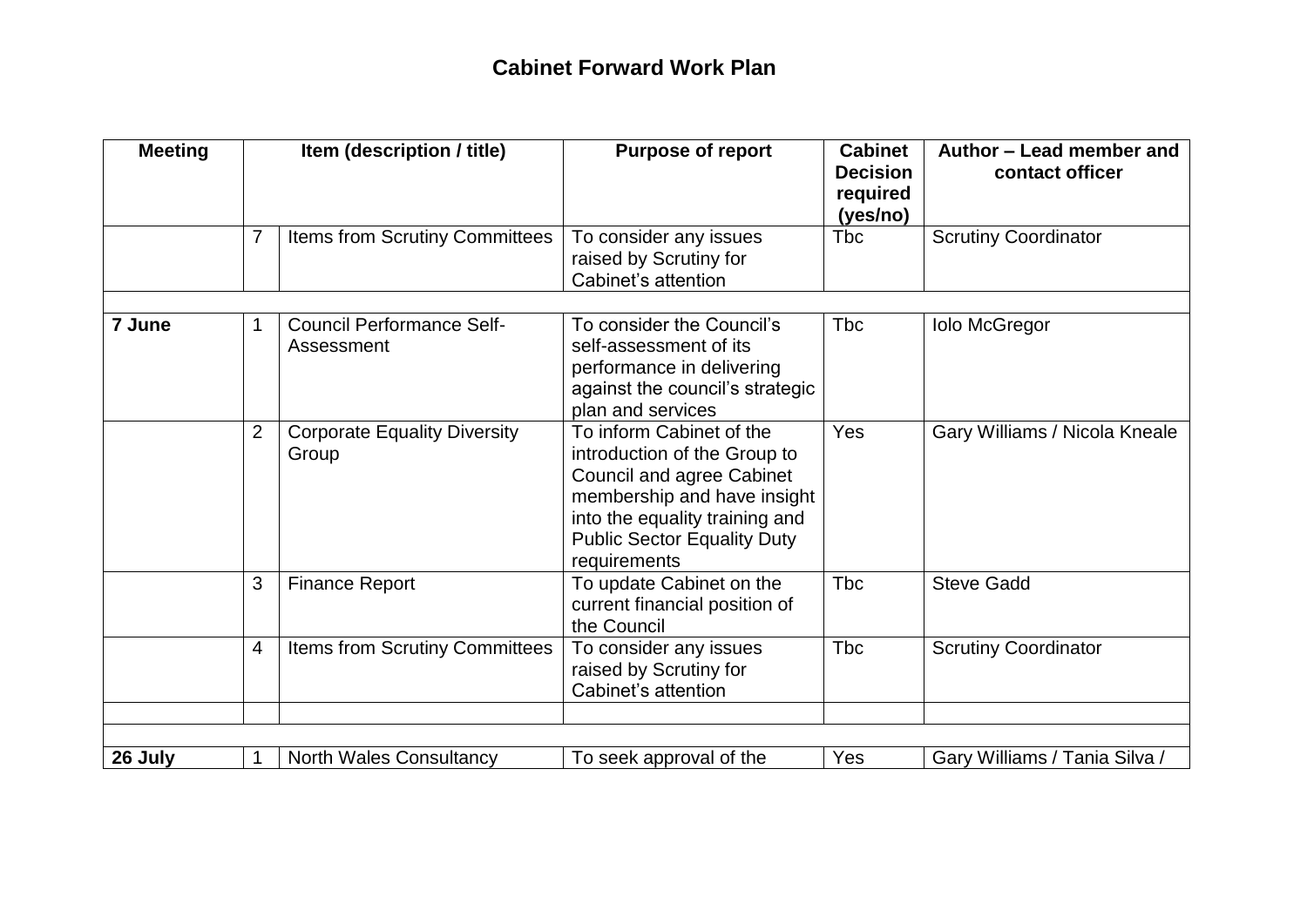# Cabinet Forward Work Plan

| Meeting | | Item (description / title) | Purpose of report | Cabinet Decision required (yes/no) | Author – Lead member and contact officer |
|---|---|---|---|---|---|
| | 7 | Items from Scrutiny Committees | To consider any issues raised by Scrutiny for Cabinet's attention | Tbc | Scrutiny Coordinator |
| | | | | | |
| **7 June** | 1 | Council Performance Self-Assessment | To consider the Council's self-assessment of its performance in delivering against the council's strategic plan and services | Tbc | Iolo McGregor |
| | 2 | Corporate Equality Diversity Group | To inform Cabinet of the introduction of the Group to Council and agree Cabinet membership and have insight into the equality training and Public Sector Equality Duty requirements | Yes | Gary Williams / Nicola Kneale |
| | 3 | Finance Report | To update Cabinet on the current financial position of the Council | Tbc | Steve Gadd |
| | 4 | Items from Scrutiny Committees | To consider any issues raised by Scrutiny for Cabinet's attention | Tbc | Scrutiny Coordinator |
| | | | | | |
| | | | | | |
| **26 July** | 1 | North Wales Consultancy | To seek approval of the | Yes | Gary Williams / Tania Silva / |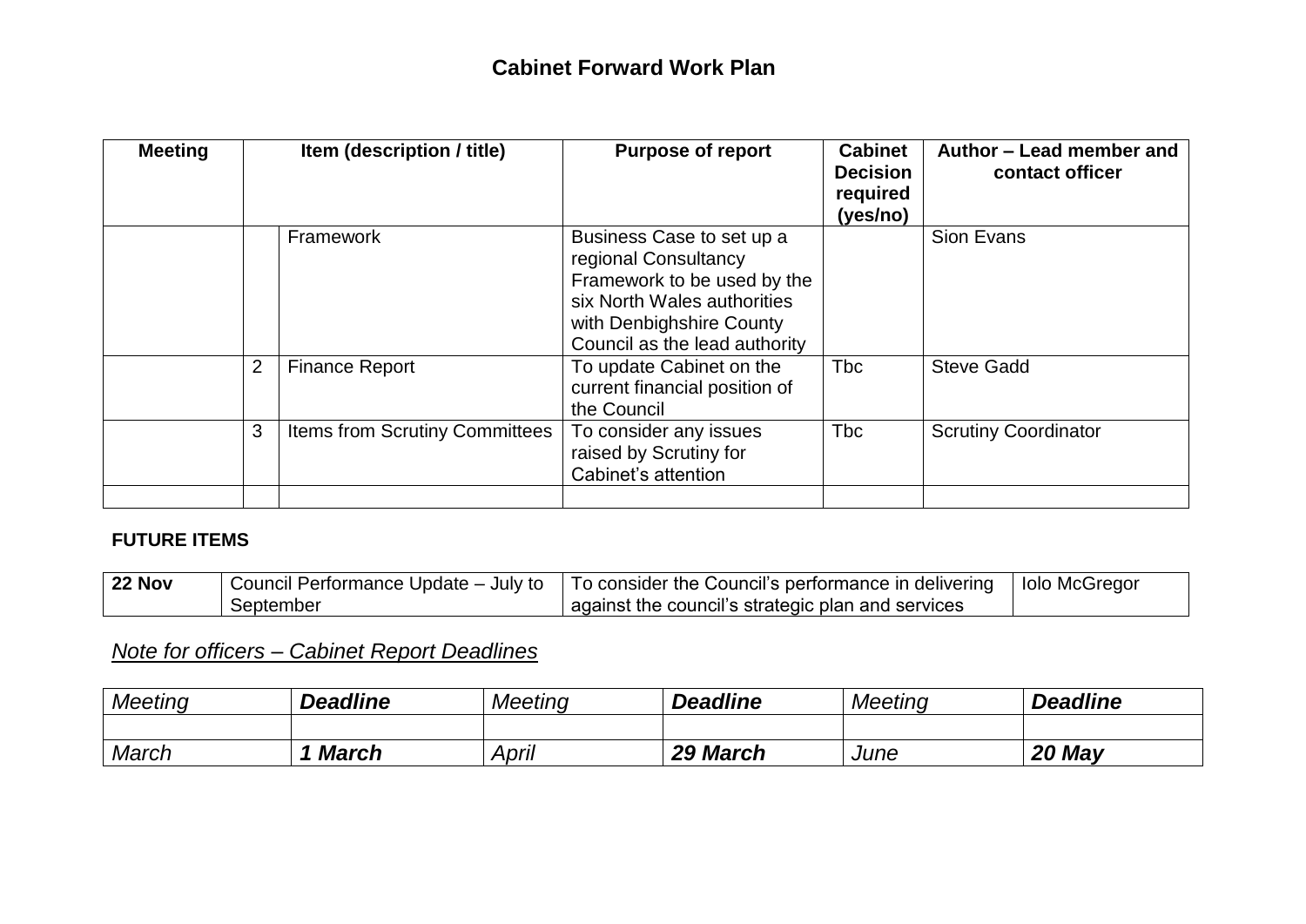## Cabinet Forward Work Plan

| Meeting | | Item (description / title) | Purpose of report | Cabinet Decision required (yes/no) | Author – Lead member and contact officer |
|---|---|---|---|---|---|
| | | Framework | Business Case to set up a regional Consultancy Framework to be used by the six North Wales authorities with Denbighshire County Council as the lead authority | | Sion Evans |
| | 2 | Finance Report | To update Cabinet on the current financial position of the Council | Tbc | Steve Gadd |
| | 3 | Items from Scrutiny Committees | To consider any issues raised by Scrutiny for Cabinet's attention | Tbc | Scrutiny Coordinator |
| | | | | | |

**FUTURE ITEMS**

| | | | |
|---|---|---|---|
| **22 Nov** | Council Performance Update – July to September | To consider the Council's performance in delivering against the council's strategic plan and services | Iolo McGregor |

*Note for officers – Cabinet Report Deadlines*

| *Meeting* | ***Deadline*** | *Meeting* | ***Deadline*** | *Meeting* | ***Deadline*** |
|---|---|---|---|---|---|
| | | | | | |
| *March* | ***1 March*** | *April* | ***29 March*** | *June* | ***20 May*** |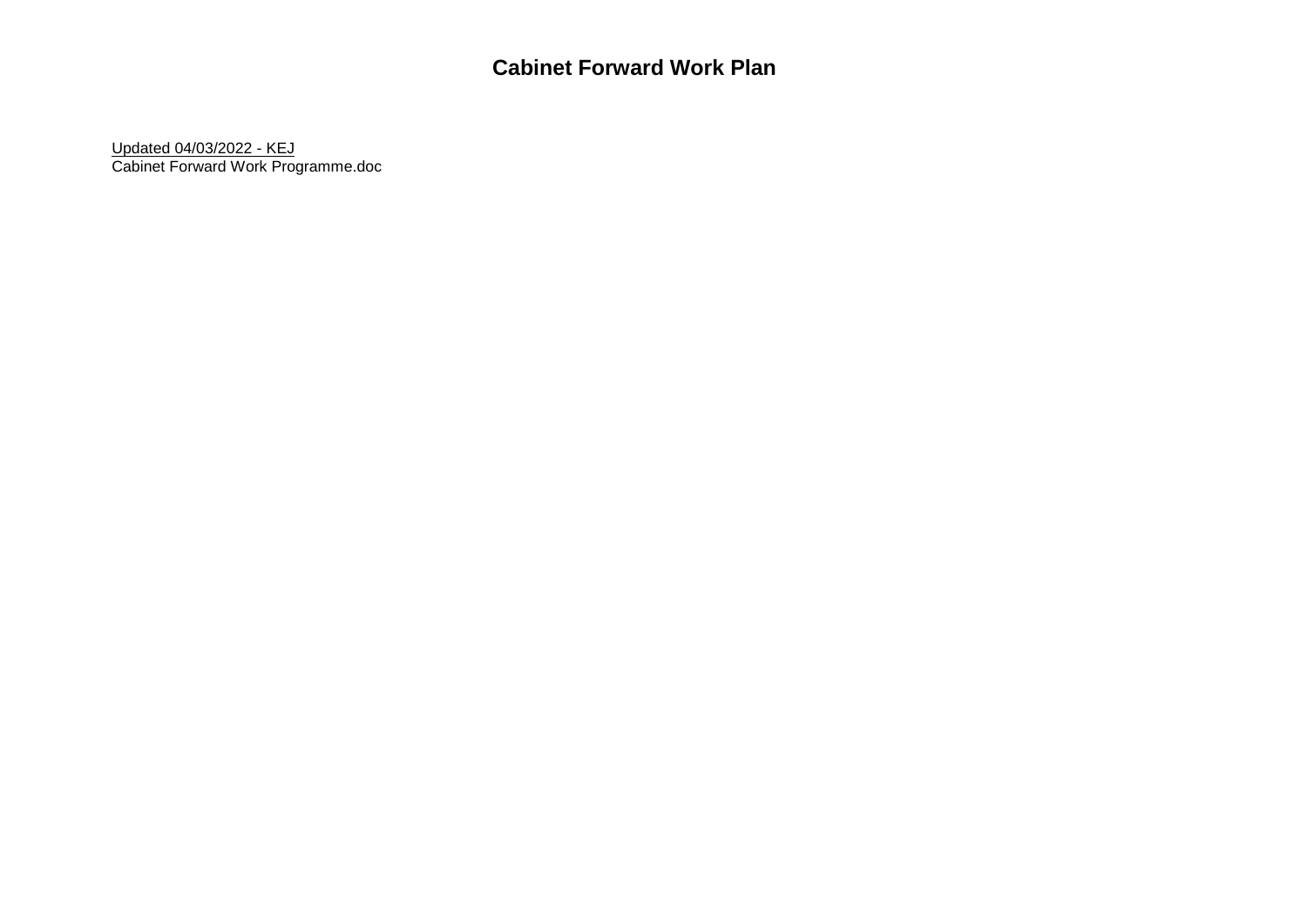# Cabinet Forward Work Plan

Updated 04/03/2022 - KEJ
Cabinet Forward Work Programme.doc